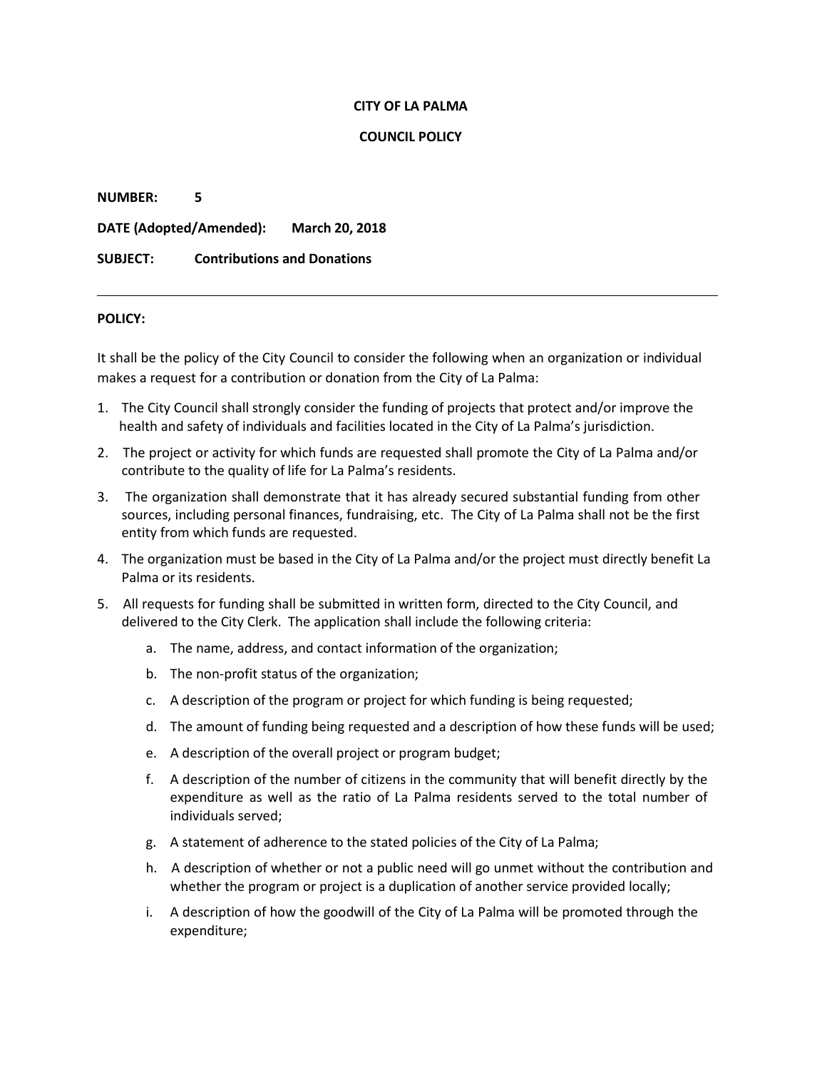**CITY OF LA PALMA**

**COUNCIL POLICY**

**NUMBER:** 5

**DATE (Adopted/Amended):** March 20, 2018

**SUBJECT:** Contributions and Donations

---

**POLICY:**

It shall be the policy of the City Council to consider the following when an organization or individual makes a request for a contribution or donation from the City of La Palma:

1. The City Council shall strongly consider the funding of projects that protect and/or improve the health and safety of individuals and facilities located in the City of La Palma's jurisdiction.
2. The project or activity for which funds are requested shall promote the City of La Palma and/or contribute to the quality of life for La Palma's residents.
3. The organization shall demonstrate that it has already secured substantial funding from other sources, including personal finances, fundraising, etc. The City of La Palma shall not be the first entity from which funds are requested.
4. The organization must be based in the City of La Palma and/or the project must directly benefit La Palma or its residents.
5. All requests for funding shall be submitted in written form, directed to the City Council, and delivered to the City Clerk. The application shall include the following criteria:
    a. The name, address, and contact information of the organization;
    b. The non-profit status of the organization;
    c. A description of the program or project for which funding is being requested;
    d. The amount of funding being requested and a description of how these funds will be used;
    e. A description of the overall project or program budget;
    f. A description of the number of citizens in the community that will benefit directly by the expenditure as well as the ratio of La Palma residents served to the total number of individuals served;
    g. A statement of adherence to the stated policies of the City of La Palma;
    h. A description of whether or not a public need will go unmet without the contribution and whether the program or project is a duplication of another service provided locally;
    i. A description of how the goodwill of the City of La Palma will be promoted through the expenditure;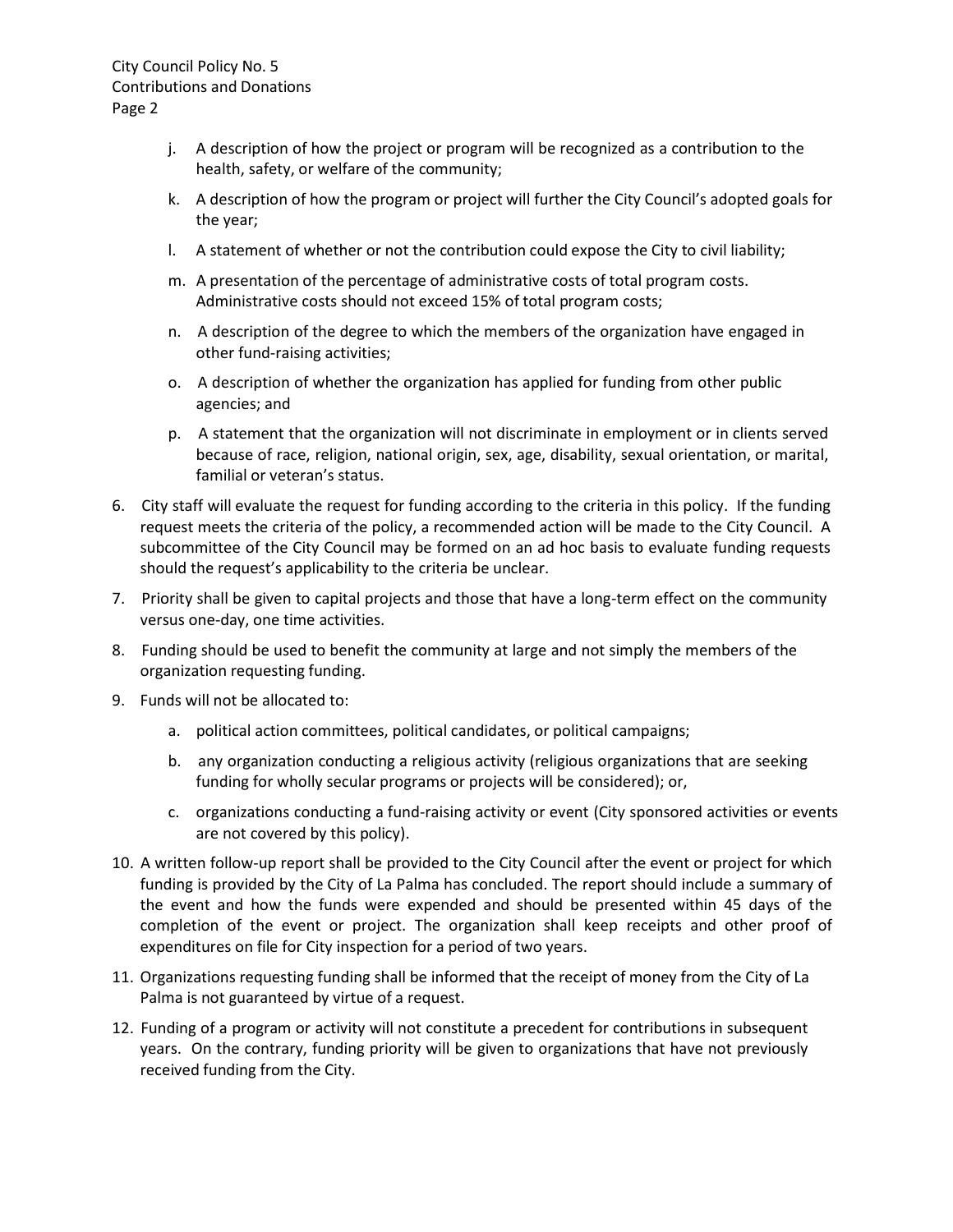j. A description of how the project or program will be recognized as a contribution to the health, safety, or welfare of the community;

   k. A description of how the program or project will further the City Council's adopted goals for the year;

   l. A statement of whether or not the contribution could expose the City to civil liability;

   m. A presentation of the percentage of administrative costs of total program costs. Administrative costs should not exceed 15% of total program costs;

   n. A description of the degree to which the members of the organization have engaged in other fund-raising activities;

   o. A description of whether the organization has applied for funding from other public agencies; and

   p. A statement that the organization will not discriminate in employment or in clients served because of race, religion, national origin, sex, age, disability, sexual orientation, or marital, familial or veteran's status.

6. City staff will evaluate the request for funding according to the criteria in this policy. If the funding request meets the criteria of the policy, a recommended action will be made to the City Council. A subcommittee of the City Council may be formed on an ad hoc basis to evaluate funding requests should the request's applicability to the criteria be unclear.

7. Priority shall be given to capital projects and those that have a long-term effect on the community versus one-day, one time activities.

8. Funding should be used to benefit the community at large and not simply the members of the organization requesting funding.

9. Funds will not be allocated to:

   a. political action committees, political candidates, or political campaigns;

   b. any organization conducting a religious activity (religious organizations that are seeking funding for wholly secular programs or projects will be considered); or,

   c. organizations conducting a fund-raising activity or event (City sponsored activities or events are not covered by this policy).

10. A written follow-up report shall be provided to the City Council after the event or project for which funding is provided by the City of La Palma has concluded. The report should include a summary of the event and how the funds were expended and should be presented within 45 days of the completion of the event or project. The organization shall keep receipts and other proof of expenditures on file for City inspection for a period of two years.

11. Organizations requesting funding shall be informed that the receipt of money from the City of La Palma is not guaranteed by virtue of a request.

12. Funding of a program or activity will not constitute a precedent for contributions in subsequent years. On the contrary, funding priority will be given to organizations that have not previously received funding from the City.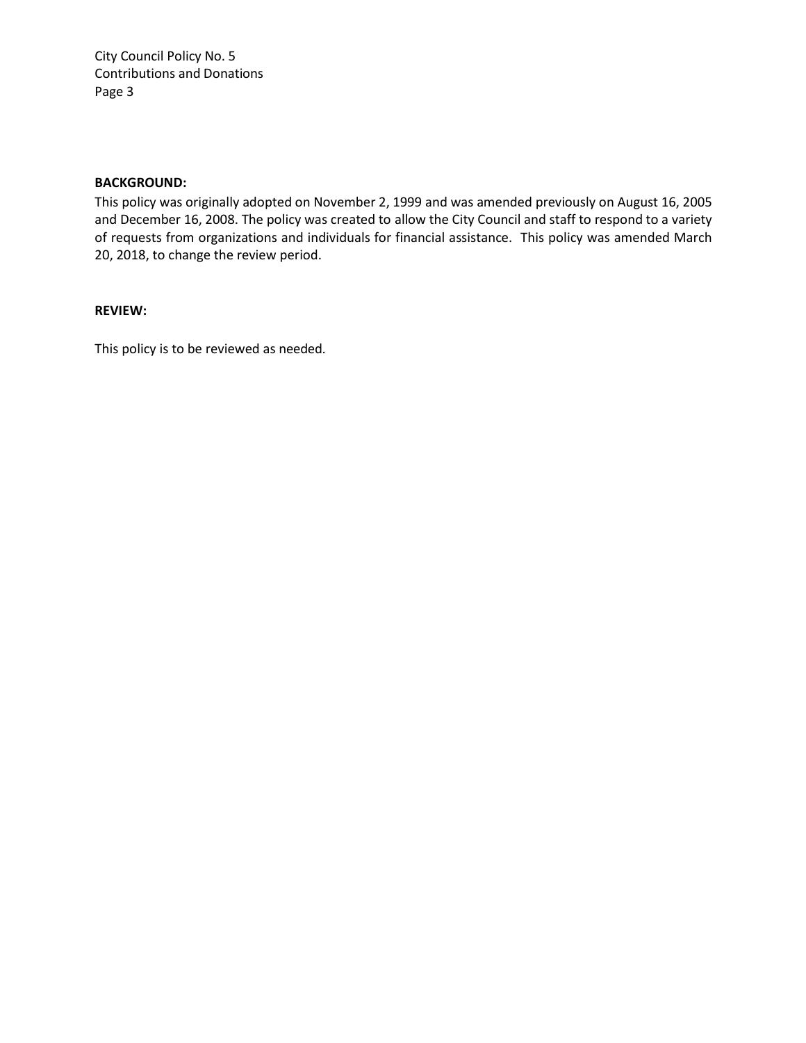**BACKGROUND:**

This policy was originally adopted on November 2, 1999 and was amended previously on August 16, 2005 and December 16, 2008. The policy was created to allow the City Council and staff to respond to a variety of requests from organizations and individuals for financial assistance. This policy was amended March 20, 2018, to change the review period.

**REVIEW:**

This policy is to be reviewed as needed.